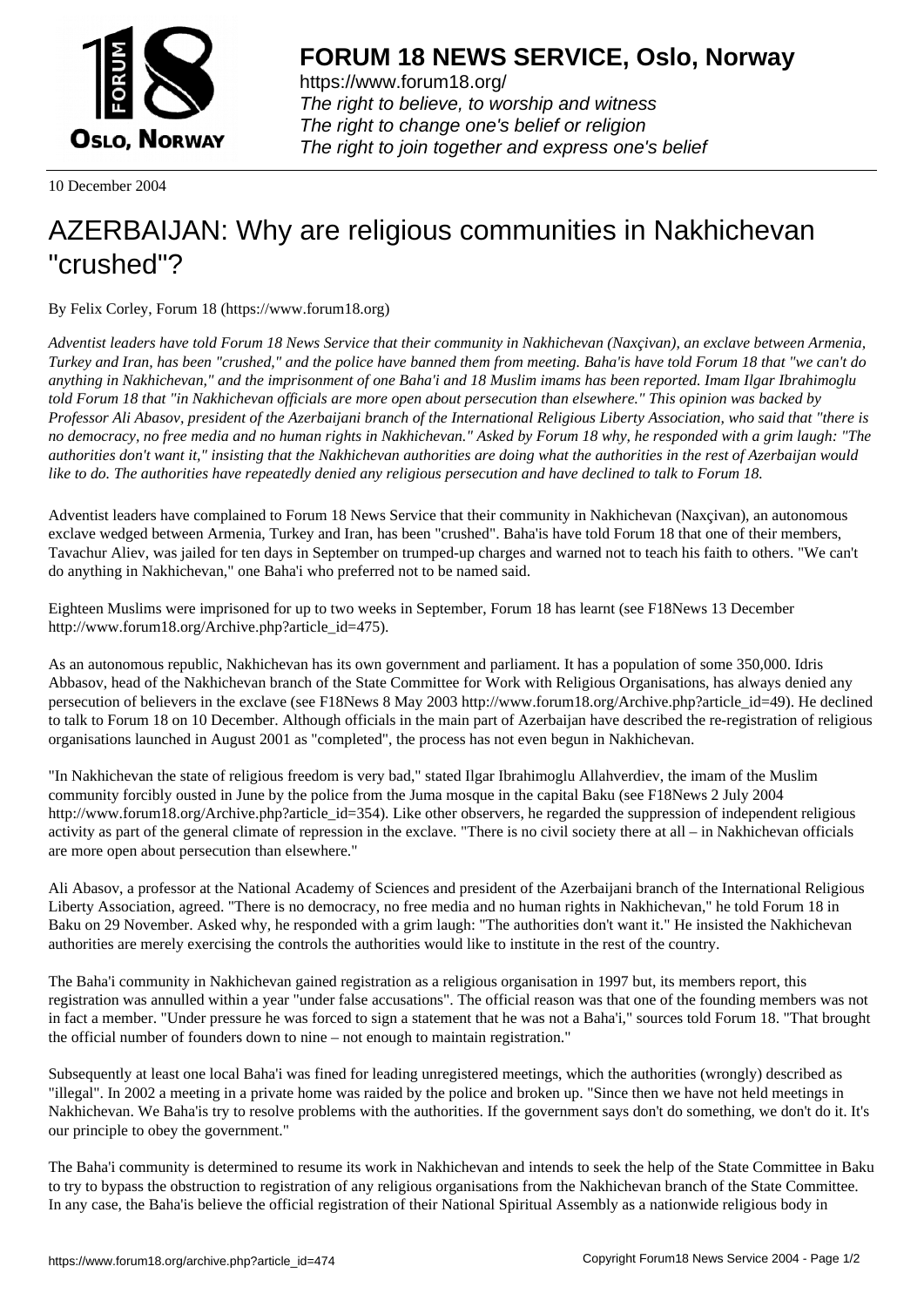10 December 2004

# AZERBAIJAN: Why are religious communities in Nakhichevan "crushed"?

By Felix Corley, Forum 18 (https://www.forum18.org)

*Adventist leaders have told Forum 18 News Service that their community in Nakhichevan (Naxçivan), an exclave between Armenia, Turkey and Iran, has been "crushed," and the police have banned them from meeting. Baha'is have told Forum 18 that "we can't do anything in Nakhichevan," and the imprisonment of one Baha'i and 18 Muslim imams has been reported. Imam Ilgar Ibrahimoglu told Forum 18 that "in Nakhichevan officials are more open about persecution than elsewhere." This opinion was backed by Professor Ali Abasov, president of the Azerbaijani branch of the International Religious Liberty Association, who said that "there is no democracy, no free media and no human rights in Nakhichevan." Asked by Forum 18 why, he responded with a grim laugh: "The authorities don't want it," insisting that the Nakhichevan authorities are doing what the authorities in the rest of Azerbaijan would like to do. The authorities have repeatedly denied any religious persecution and have declined to talk to Forum 18.*

Adventist leaders have complained to Forum 18 News Service that their community in Nakhichevan (Naxçivan), an autonomous exclave wedged between Armenia, Turkey and Iran, has been "crushed". Baha'is have told Forum 18 that one of their members, Tavachur Aliev, was jailed for ten days in September on trumped-up charges and warned not to teach his faith to others. "We can't do anything in Nakhichevan," one Baha'i who preferred not to be named said.

Eighteen Muslims were imprisoned for up to two weeks in September, Forum 18 has learnt (see F18News 13 December http://www.forum18.org/Archive.php?article_id=475).

As an autonomous republic, Nakhichevan has its own government and parliament. It has a population of some 350,000. Idris Abbasov, head of the Nakhichevan branch of the State Committee for Work with Religious Organisations, has always denied any persecution of believers in the exclave (see F18News 8 May 2003 http://www.forum18.org/Archive.php?article_id=49). He declined to talk to Forum 18 on 10 December. Although officials in the main part of Azerbaijan have described the re-registration of religious organisations launched in August 2001 as "completed", the process has not even begun in Nakhichevan.

"In Nakhichevan the state of religious freedom is very bad," stated Ilgar Ibrahimoglu Allahverdiev, the imam of the Muslim community forcibly ousted in June by the police from the Juma mosque in the capital Baku (see F18News 2 July 2004 http://www.forum18.org/Archive.php?article_id=354). Like other observers, he regarded the suppression of independent religious activity as part of the general climate of repression in the exclave. "There is no civil society there at all – in Nakhichevan officials are more open about persecution than elsewhere."

Ali Abasov, a professor at the National Academy of Sciences and president of the Azerbaijani branch of the International Religious Liberty Association, agreed. "There is no democracy, no free media and no human rights in Nakhichevan," he told Forum 18 in Baku on 29 November. Asked why, he responded with a grim laugh: "The authorities don't want it." He insisted the Nakhichevan authorities are merely exercising the controls the authorities would like to institute in the rest of the country.

The Baha'i community in Nakhichevan gained registration as a religious organisation in 1997 but, its members report, this registration was annulled within a year "under false accusations". The official reason was that one of the founding members was not in fact a member. "Under pressure he was forced to sign a statement that he was not a Baha'i," sources told Forum 18. "That brought the official number of founders down to nine – not enough to maintain registration."

Subsequently at least one local Baha'i was fined for leading unregistered meetings, which the authorities (wrongly) described as "illegal". In 2002 a meeting in a private home was raided by the police and broken up. "Since then we have not held meetings in Nakhichevan. We Baha'is try to resolve problems with the authorities. If the government says don't do something, we don't do it. It's our principle to obey the government."

The Baha'i community is determined to resume its work in Nakhichevan and intends to seek the help of the State Committee in Baku to try to bypass the obstruction to registration of any religious organisations from the Nakhichevan branch of the State Committee. In any case, the Baha'is believe the official registration of their National Spiritual Assembly as a nationwide religious body in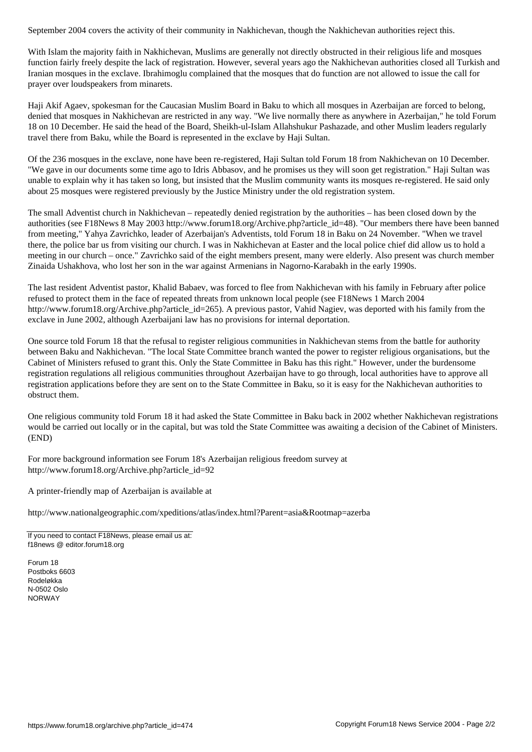September 2004 covers the activity of their community in Nakhichevan, though the Nakhichevan authorities reject this.

With Islam the majority faith in Nakhichevan, Muslims are generally not directly obstructed in their religious life and mosques function fairly freely despite the lack of registration. However, several years ago the Nakhichevan authorities closed all Turkish and Iranian mosques in the exclave. Ibrahimoglu complained that the mosques that do function are not allowed to issue the call for prayer over loudspeakers from minarets.

Haji Akif Agaev, spokesman for the Caucasian Muslim Board in Baku to which all mosques in Azerbaijan are forced to belong, denied that mosques in Nakhichevan are restricted in any way. "We live normally there as anywhere in Azerbaijan," he told Forum 18 on 10 December. He said the head of the Board, Sheikh-ul-Islam Allahshukur Pashazade, and other Muslim leaders regularly travel there from Baku, while the Board is represented in the exclave by Haji Sultan.

Of the 236 mosques in the exclave, none have been re-registered, Haji Sultan told Forum 18 from Nakhichevan on 10 December. "We gave in our documents some time ago to Idris Abbasov, and he promises us they will soon get registration." Haji Sultan was unable to explain why it has taken so long, but insisted that the Muslim community wants its mosques re-registered. He said only about 25 mosques were registered previously by the Justice Ministry under the old registration system.

The small Adventist church in Nakhichevan – repeatedly denied registration by the authorities – has been closed down by the authorities (see F18News 8 May 2003 http://www.forum18.org/Archive.php?article_id=48). "Our members there have been banned from meeting," Yahya Zavrichko, leader of Azerbaijan's Adventists, told Forum 18 in Baku on 24 November. "When we travel there, the police bar us from visiting our church. I was in Nakhichevan at Easter and the local police chief did allow us to hold a meeting in our church – once." Zavrichko said of the eight members present, many were elderly. Also present was church member Zinaida Ushakhova, who lost her son in the war against Armenians in Nagorno-Karabakh in the early 1990s.

The last resident Adventist pastor, Khalid Babaev, was forced to flee from Nakhichevan with his family in February after police refused to protect them in the face of repeated threats from unknown local people (see F18News 1 March 2004 http://www.forum18.org/Archive.php?article_id=265). A previous pastor, Vahid Nagiev, was deported with his family from the exclave in June 2002, although Azerbaijani law has no provisions for internal deportation.

One source told Forum 18 that the refusal to register religious communities in Nakhichevan stems from the battle for authority between Baku and Nakhichevan. "The local State Committee branch wanted the power to register religious organisations, but the Cabinet of Ministers refused to grant this. Only the State Committee in Baku has this right." However, under the burdensome registration regulations all religious communities throughout Azerbaijan have to go through, local authorities have to approve all registration applications before they are sent on to the State Committee in Baku, so it is easy for the Nakhichevan authorities to obstruct them.

One religious community told Forum 18 it had asked the State Committee in Baku back in 2002 whether Nakhichevan registrations would be carried out locally or in the capital, but was told the State Committee was awaiting a decision of the Cabinet of Ministers. (END)

For more background information see Forum 18's Azerbaijan religious freedom survey at http://www.forum18.org/Archive.php?article_id=92

A printer-friendly map of Azerbaijan is available at

http://www.nationalgeographic.com/xpeditions/atlas/index.html?Parent=asia&Rootmap=azerba

If you need to contact F18News, please email us at:
f18news @ editor.forum18.org

Forum 18
Postboks 6603
Rodeløkka
N-0502 Oslo
NORWAY